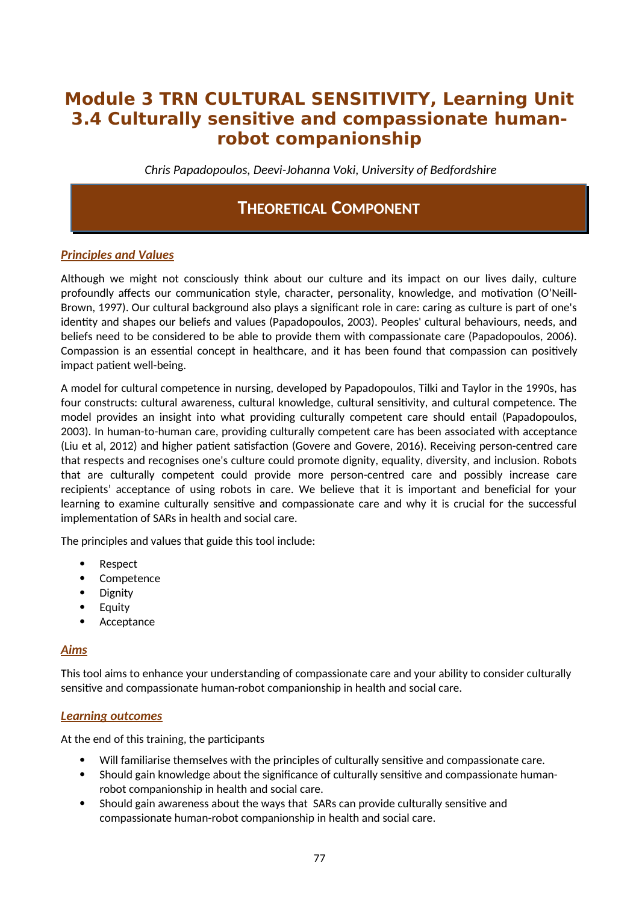# Module 3 TRN CULTURAL SENSITIVITY, Learning Unit 3.4 Culturally sensitive and compassionate human-robot companionship

*Chris Papadopoulos, Deevi-Johanna Voki, University of Bedfordshire*

## Theoretical Component

### *Principles and Values*

Although we might not consciously think about our culture and its impact on our lives daily, culture profoundly affects our communication style, character, personality, knowledge, and motivation (O'Neill-Brown, 1997). Our cultural background also plays a significant role in care: caring as culture is part of one's identity and shapes our beliefs and values (Papadopoulos, 2003). Peoples' cultural behaviours, needs, and beliefs need to be considered to be able to provide them with compassionate care (Papadopoulos, 2006). Compassion is an essential concept in healthcare, and it has been found that compassion can positively impact patient well-being.

A model for cultural competence in nursing, developed by Papadopoulos, Tilki and Taylor in the 1990s, has four constructs: cultural awareness, cultural knowledge, cultural sensitivity, and cultural competence. The model provides an insight into what providing culturally competent care should entail (Papadopoulos, 2003). In human-to-human care, providing culturally competent care has been associated with acceptance (Liu et al, 2012) and higher patient satisfaction (Govere and Govere, 2016). Receiving person-centred care that respects and recognises one's culture could promote dignity, equality, diversity, and inclusion. Robots that are culturally competent could provide more person-centred care and possibly increase care recipients' acceptance of using robots in care. We believe that it is important and beneficial for your learning to examine culturally sensitive and compassionate care and why it is crucial for the successful implementation of SARs in health and social care.

The principles and values that guide this tool include:

- Respect
- Competence
- Dignity
- Equity
- Acceptance

### *Aims*

This tool aims to enhance your understanding of compassionate care and your ability to consider culturally sensitive and compassionate human-robot companionship in health and social care.

### *Learning outcomes*

At the end of this training, the participants

- Will familiarise themselves with the principles of culturally sensitive and compassionate care.
- Should gain knowledge about the significance of culturally sensitive and compassionate human-robot companionship in health and social care.
- Should gain awareness about the ways that SARs can provide culturally sensitive and compassionate human-robot companionship in health and social care.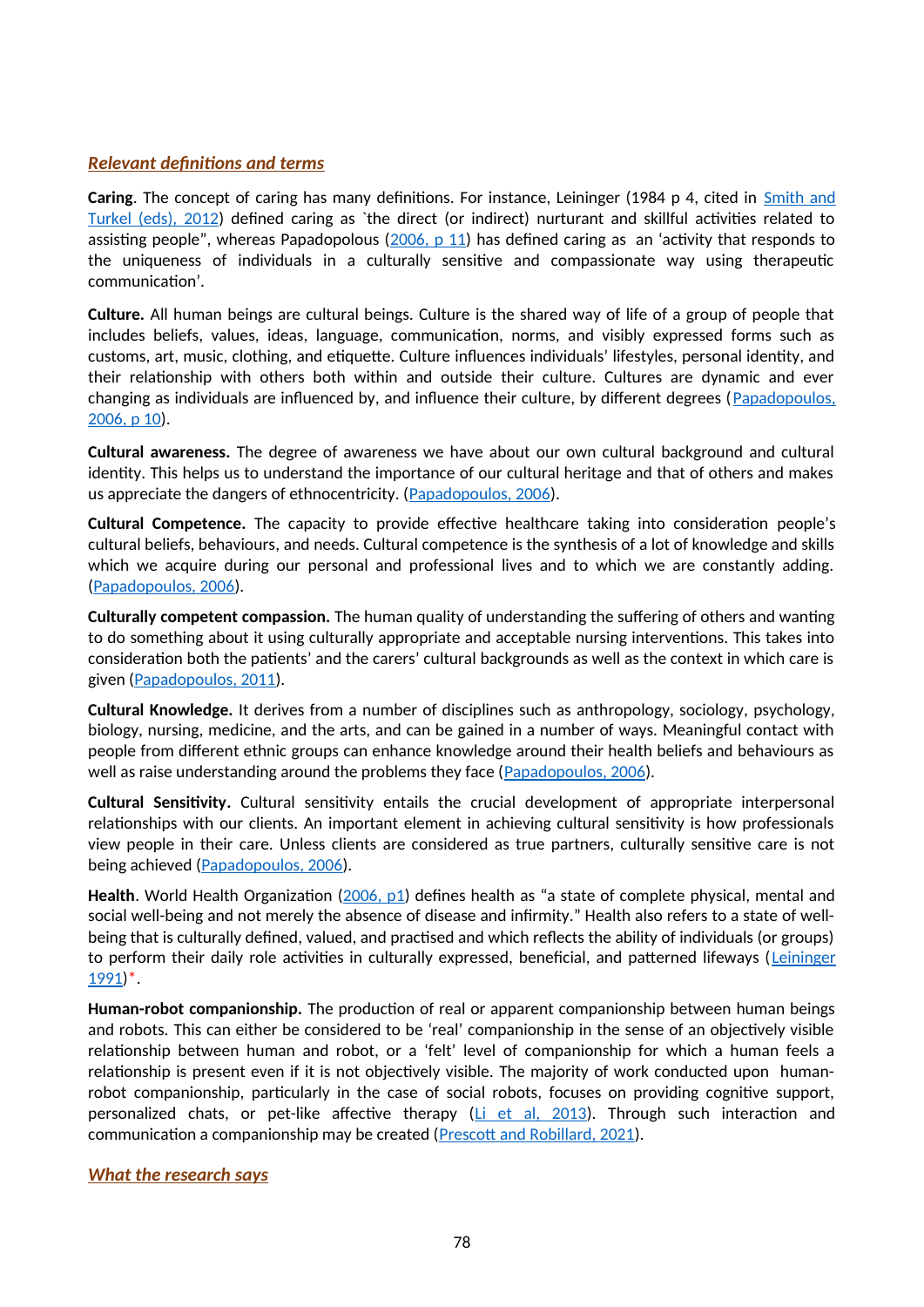## *Relevant definitions and terms*

**Caring**. The concept of caring has many definitions. For instance, Leininger (1984 p 4, cited in Smith and Turkel (eds), 2012) defined caring as `the direct (or indirect) nurturant and skillful activities related to assisting people", whereas Papadopolous (2006, p 11) has defined caring as an 'activity that responds to the uniqueness of individuals in a culturally sensitive and compassionate way using therapeutic communication'.

**Culture.** All human beings are cultural beings. Culture is the shared way of life of a group of people that includes beliefs, values, ideas, language, communication, norms, and visibly expressed forms such as customs, art, music, clothing, and etiquette. Culture influences individuals' lifestyles, personal identity, and their relationship with others both within and outside their culture. Cultures are dynamic and ever changing as individuals are influenced by, and influence their culture, by different degrees (Papadopoulos, 2006, p 10).

**Cultural awareness.** The degree of awareness we have about our own cultural background and cultural identity. This helps us to understand the importance of our cultural heritage and that of others and makes us appreciate the dangers of ethnocentricity. (Papadopoulos, 2006).

**Cultural Competence.** The capacity to provide effective healthcare taking into consideration people's cultural beliefs, behaviours, and needs. Cultural competence is the synthesis of a lot of knowledge and skills which we acquire during our personal and professional lives and to which we are constantly adding. (Papadopoulos, 2006).

**Culturally competent compassion.** The human quality of understanding the suffering of others and wanting to do something about it using culturally appropriate and acceptable nursing interventions. This takes into consideration both the patients' and the carers' cultural backgrounds as well as the context in which care is given (Papadopoulos, 2011).

**Cultural Knowledge.** It derives from a number of disciplines such as anthropology, sociology, psychology, biology, nursing, medicine, and the arts, and can be gained in a number of ways. Meaningful contact with people from different ethnic groups can enhance knowledge around their health beliefs and behaviours as well as raise understanding around the problems they face (Papadopoulos, 2006).

**Cultural Sensitivity.** Cultural sensitivity entails the crucial development of appropriate interpersonal relationships with our clients. An important element in achieving cultural sensitivity is how professionals view people in their care. Unless clients are considered as true partners, culturally sensitive care is not being achieved (Papadopoulos, 2006).

**Health**. World Health Organization (2006, p1) defines health as "a state of complete physical, mental and social well-being and not merely the absence of disease and infirmity." Health also refers to a state of well-being that is culturally defined, valued, and practised and which reflects the ability of individuals (or groups) to perform their daily role activities in culturally expressed, beneficial, and patterned lifeways (Leininger 1991)*.

**Human-robot companionship.** The production of real or apparent companionship between human beings and robots. This can either be considered to be 'real' companionship in the sense of an objectively visible relationship between human and robot, or a 'felt' level of companionship for which a human feels a relationship is present even if it is not objectively visible. The majority of work conducted upon human-robot companionship, particularly in the case of social robots, focuses on providing cognitive support, personalized chats, or pet-like affective therapy (Li et al, 2013). Through such interaction and communication a companionship may be created (Prescott and Robillard, 2021).

## *What the research says*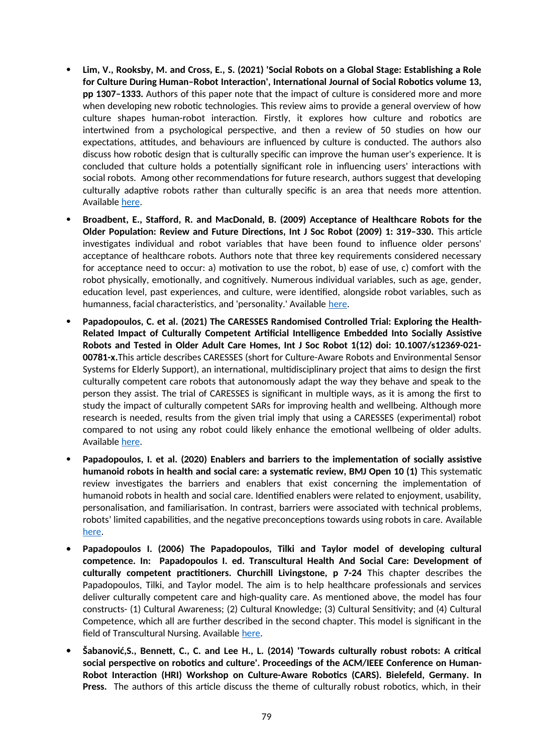- **Lim, V., Rooksby, M. and Cross, E., S. (2021) 'Social Robots on a Global Stage: Establishing a Role for Culture During Human–Robot Interaction', International Journal of Social Robotics volume 13, pp 1307–1333.** Authors of this paper note that the impact of culture is considered more and more when developing new robotic technologies. This review aims to provide a general overview of how culture shapes human-robot interaction. Firstly, it explores how culture and robotics are intertwined from a psychological perspective, and then a review of 50 studies on how our expectations, attitudes, and behaviours are influenced by culture is conducted. The authors also discuss how robotic design that is culturally specific can improve the human user's experience. It is concluded that culture holds a potentially significant role in influencing users' interactions with social robots. Among other recommendations for future research, authors suggest that developing culturally adaptive robots rather than culturally specific is an area that needs more attention. Available here.

- **Broadbent, E., Stafford, R. and MacDonald, B. (2009) Acceptance of Healthcare Robots for the Older Population: Review and Future Directions, Int J Soc Robot (2009) 1: 319–330.** This article investigates individual and robot variables that have been found to influence older persons' acceptance of healthcare robots. Authors note that three key requirements considered necessary for acceptance need to occur: a) motivation to use the robot, b) ease of use, c) comfort with the robot physically, emotionally, and cognitively. Numerous individual variables, such as age, gender, education level, past experiences, and culture, were identified, alongside robot variables, such as humanness, facial characteristics, and 'personality.' Available here.

- **Papadopoulos, C. et al. (2021) The CARESSES Randomised Controlled Trial: Exploring the Health-Related Impact of Culturally Competent Artificial Intelligence Embedded Into Socially Assistive Robots and Tested in Older Adult Care Homes, Int J Soc Robot 1(12) doi: 10.1007/s12369-021-00781-x.** This article describes CARESSES (short for Culture-Aware Robots and Environmental Sensor Systems for Elderly Support), an international, multidisciplinary project that aims to design the first culturally competent care robots that autonomously adapt the way they behave and speak to the person they assist. The trial of CARESSES is significant in multiple ways, as it is among the first to study the impact of culturally competent SARs for improving health and wellbeing. Although more research is needed, results from the given trial imply that using a CARESSES (experimental) robot compared to not using any robot could likely enhance the emotional wellbeing of older adults. Available here.

- **Papadopoulos, I. et al. (2020) Enablers and barriers to the implementation of socially assistive humanoid robots in health and social care: a systematic review, BMJ Open 10 (1)** This systematic review investigates the barriers and enablers that exist concerning the implementation of humanoid robots in health and social care. Identified enablers were related to enjoyment, usability, personalisation, and familiarisation. In contrast, barriers were associated with technical problems, robots' limited capabilities, and the negative preconceptions towards using robots in care. Available here.

- **Papadopoulos I. (2006) The Papadopoulos, Tilki and Taylor model of developing cultural competence. In: Papadopoulos I. ed. Transcultural Health And Social Care: Development of culturally competent practitioners. Churchill Livingstone, p 7-24** This chapter describes the Papadopoulos, Tilki, and Taylor model. The aim is to help healthcare professionals and services deliver culturally competent care and high-quality care. As mentioned above, the model has four constructs- (1) Cultural Awareness; (2) Cultural Knowledge; (3) Cultural Sensitivity; and (4) Cultural Competence, which all are further described in the second chapter. This model is significant in the field of Transcultural Nursing. Available here.

- **Šabanović,S., Bennett, C., C. and Lee H., L. (2014) 'Towards culturally robust robots: A critical social perspective on robotics and culture'. Proceedings of the ACM/IEEE Conference on Human-Robot Interaction (HRI) Workshop on Culture-Aware Robotics (CARS). Bielefeld, Germany. In Press.** The authors of this article discuss the theme of culturally robust robotics, which, in their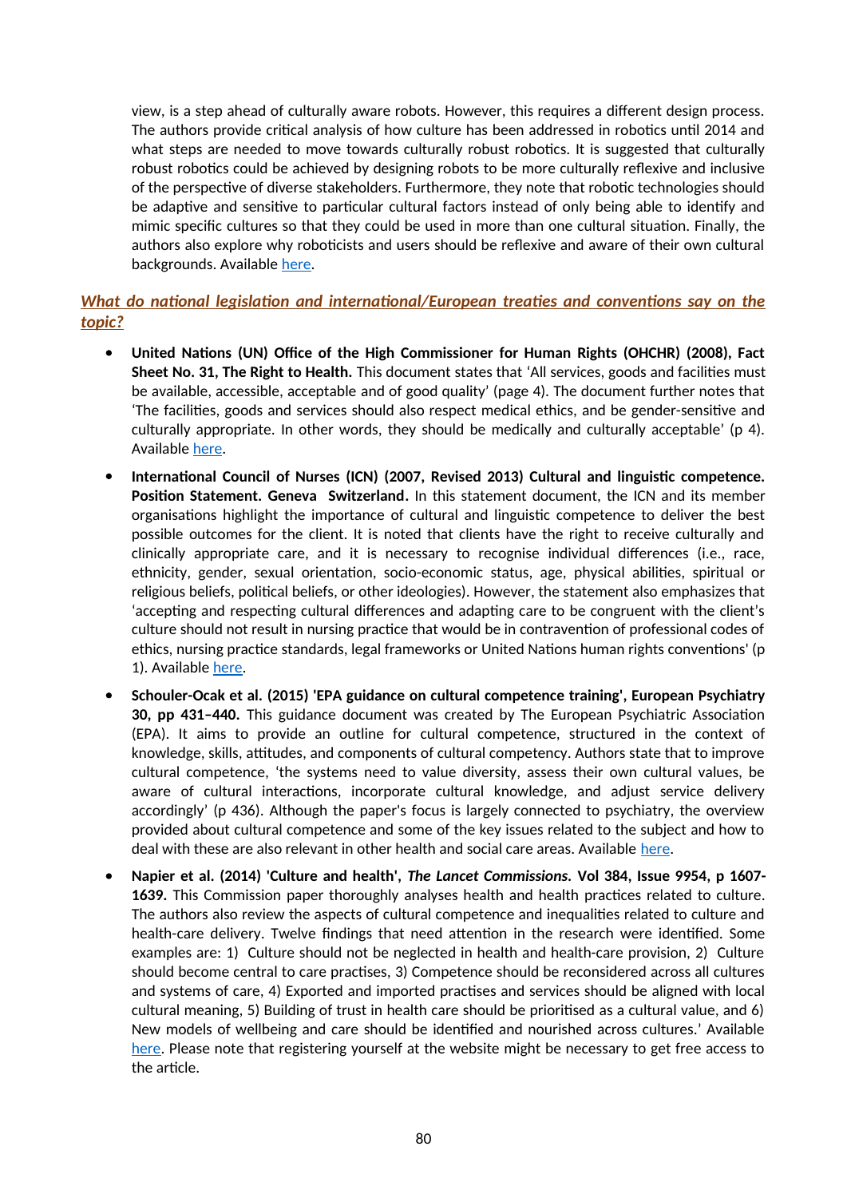view, is a step ahead of culturally aware robots. However, this requires a different design process. The authors provide critical analysis of how culture has been addressed in robotics until 2014 and what steps are needed to move towards culturally robust robotics. It is suggested that culturally robust robotics could be achieved by designing robots to be more culturally reflexive and inclusive of the perspective of diverse stakeholders. Furthermore, they note that robotic technologies should be adaptive and sensitive to particular cultural factors instead of only being able to identify and mimic specific cultures so that they could be used in more than one cultural situation. Finally, the authors also explore why roboticists and users should be reflexive and aware of their own cultural backgrounds. Available here.

### ***What do national legislation and international/European treaties and conventions say on the topic?***

- **United Nations (UN) Office of the High Commissioner for Human Rights (OHCHR) (2008), Fact Sheet No. 31, The Right to Health.** This document states that 'All services, goods and facilities must be available, accessible, acceptable and of good quality' (page 4). The document further notes that 'The facilities, goods and services should also respect medical ethics, and be gender-sensitive and culturally appropriate. In other words, they should be medically and culturally acceptable' (p 4). Available here.
- **International Council of Nurses (ICN) (2007, Revised 2013) Cultural and linguistic competence. Position Statement. Geneva Switzerland.** In this statement document, the ICN and its member organisations highlight the importance of cultural and linguistic competence to deliver the best possible outcomes for the client. It is noted that clients have the right to receive culturally and clinically appropriate care, and it is necessary to recognise individual differences (i.e., race, ethnicity, gender, sexual orientation, socio-economic status, age, physical abilities, spiritual or religious beliefs, political beliefs, or other ideologies). However, the statement also emphasizes that 'accepting and respecting cultural differences and adapting care to be congruent with the client's culture should not result in nursing practice that would be in contravention of professional codes of ethics, nursing practice standards, legal frameworks or United Nations human rights conventions' (p 1). Available here.
- **Schouler-Ocak et al. (2015) 'EPA guidance on cultural competence training', European Psychiatry 30, pp 431–440.** This guidance document was created by The European Psychiatric Association (EPA). It aims to provide an outline for cultural competence, structured in the context of knowledge, skills, attitudes, and components of cultural competency. Authors state that to improve cultural competence, 'the systems need to value diversity, assess their own cultural values, be aware of cultural interactions, incorporate cultural knowledge, and adjust service delivery accordingly' (p 436). Although the paper's focus is largely connected to psychiatry, the overview provided about cultural competence and some of the key issues related to the subject and how to deal with these are also relevant in other health and social care areas. Available here.
- **Napier et al. (2014) 'Culture and health', *The Lancet Commissions.* Vol 384, Issue 9954, p 1607-1639.** This Commission paper thoroughly analyses health and health practices related to culture. The authors also review the aspects of cultural competence and inequalities related to culture and health-care delivery. Twelve findings that need attention in the research were identified. Some examples are: 1) Culture should not be neglected in health and health-care provision, 2) Culture should become central to care practises, 3) Competence should be reconsidered across all cultures and systems of care, 4) Exported and imported practises and services should be aligned with local cultural meaning, 5) Building of trust in health care should be prioritised as a cultural value, and 6) New models of wellbeing and care should be identified and nourished across cultures.' Available here. Please note that registering yourself at the website might be necessary to get free access to the article.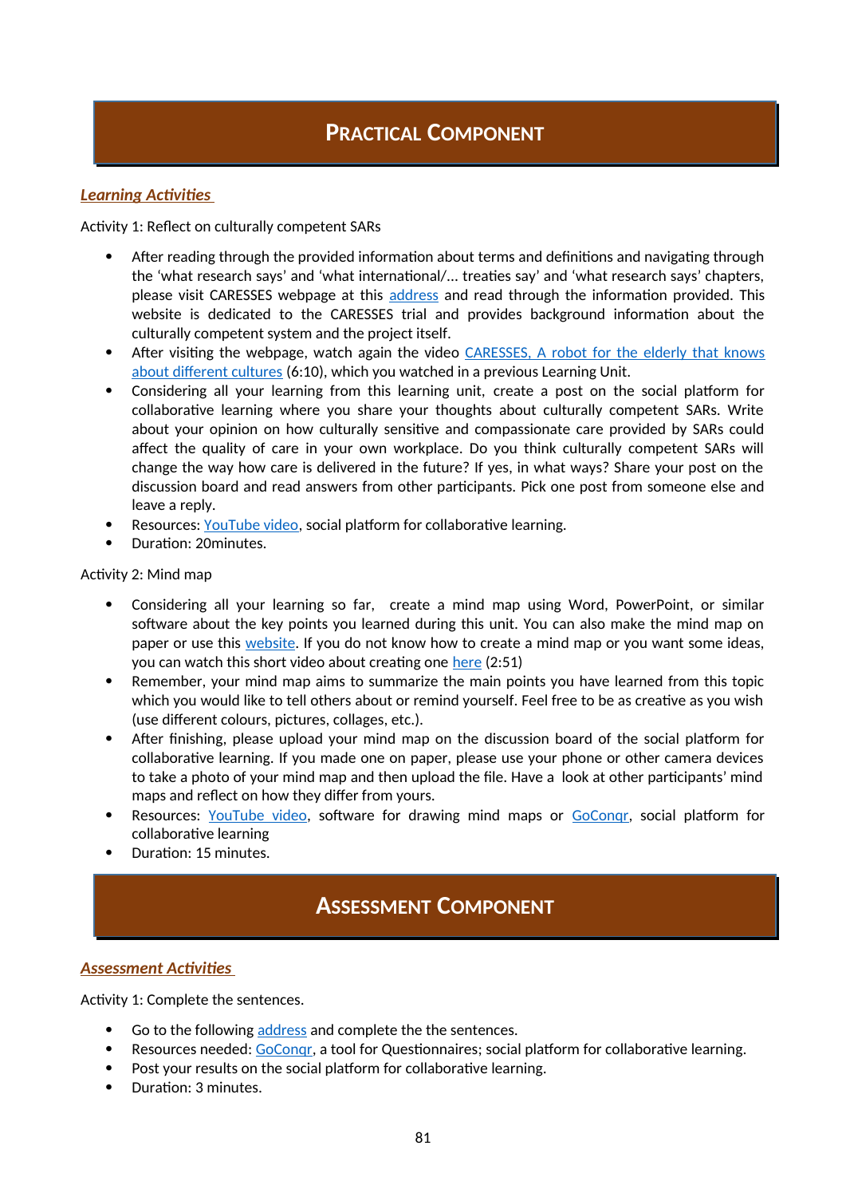# Practical Component

## *Learning Activities*

Activity 1: Reflect on culturally competent SARs

- After reading through the provided information about terms and definitions and navigating through the 'what research says' and 'what international/... treaties say' and 'what research says' chapters, please visit CARESSES webpage at this address and read through the information provided. This website is dedicated to the CARESSES trial and provides background information about the culturally competent system and the project itself.
- After visiting the webpage, watch again the video CARESSES, A robot for the elderly that knows about different cultures (6:10), which you watched in a previous Learning Unit.
- Considering all your learning from this learning unit, create a post on the social platform for collaborative learning where you share your thoughts about culturally competent SARs. Write about your opinion on how culturally sensitive and compassionate care provided by SARs could affect the quality of care in your own workplace. Do you think culturally competent SARs will change the way how care is delivered in the future? If yes, in what ways? Share your post on the discussion board and read answers from other participants. Pick one post from someone else and leave a reply.
- Resources: YouTube video, social platform for collaborative learning.
- Duration: 20minutes.

Activity 2: Mind map

- Considering all your learning so far, create a mind map using Word, PowerPoint, or similar software about the key points you learned during this unit. You can also make the mind map on paper or use this website. If you do not know how to create a mind map or you want some ideas, you can watch this short video about creating one here (2:51)
- Remember, your mind map aims to summarize the main points you have learned from this topic which you would like to tell others about or remind yourself. Feel free to be as creative as you wish (use different colours, pictures, collages, etc.).
- After finishing, please upload your mind map on the discussion board of the social platform for collaborative learning. If you made one on paper, please use your phone or other camera devices to take a photo of your mind map and then upload the file. Have a look at other participants' mind maps and reflect on how they differ from yours.
- Resources: YouTube video, software for drawing mind maps or GoConqr, social platform for collaborative learning
- Duration: 15 minutes.

# Assessment Component

## *Assessment Activities*

Activity 1: Complete the sentences.

- Go to the following address and complete the the sentences.
- Resources needed: GoConqr, a tool for Questionnaires; social platform for collaborative learning.
- Post your results on the social platform for collaborative learning.
- Duration: 3 minutes.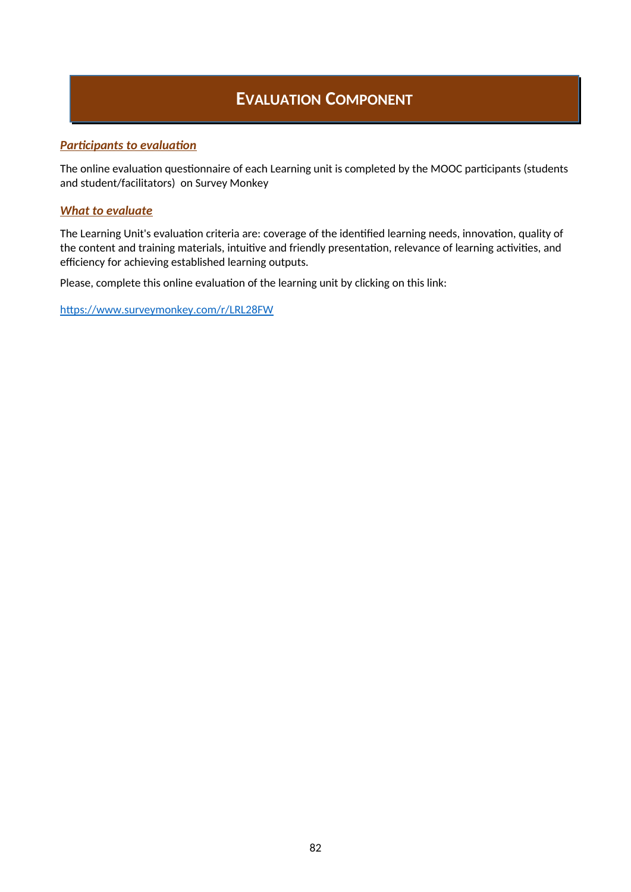# Evaluation Component

***Participants to evaluation***

The online evaluation questionnaire of each Learning unit is completed by the MOOC participants (students and student/facilitators) on Survey Monkey

***What to evaluate***

The Learning Unit's evaluation criteria are: coverage of the identified learning needs, innovation, quality of the content and training materials, intuitive and friendly presentation, relevance of learning activities, and efficiency for achieving established learning outputs.

Please, complete this online evaluation of the learning unit by clicking on this link:

https://www.surveymonkey.com/r/LRL28FW